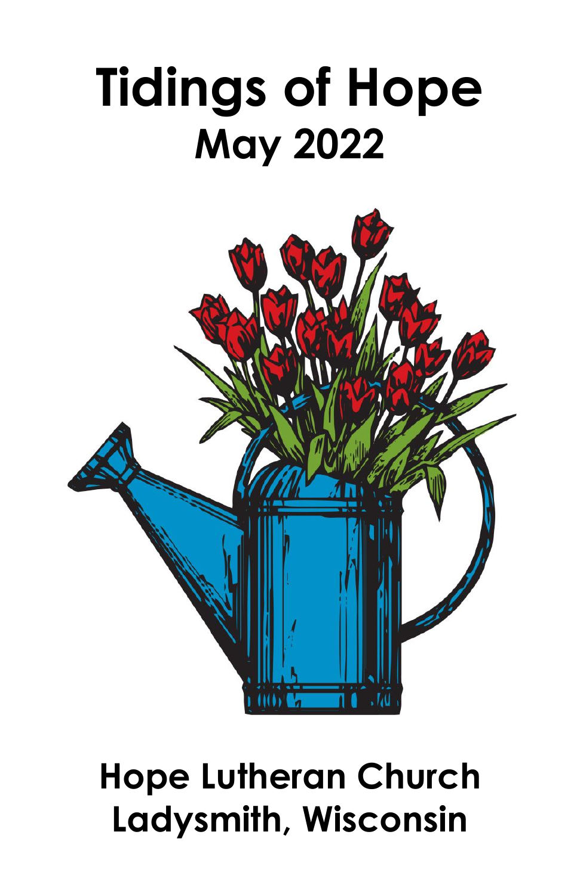# Tidings of Hope
## May 2022

## Hope Lutheran Church
## Ladysmith, Wisconsin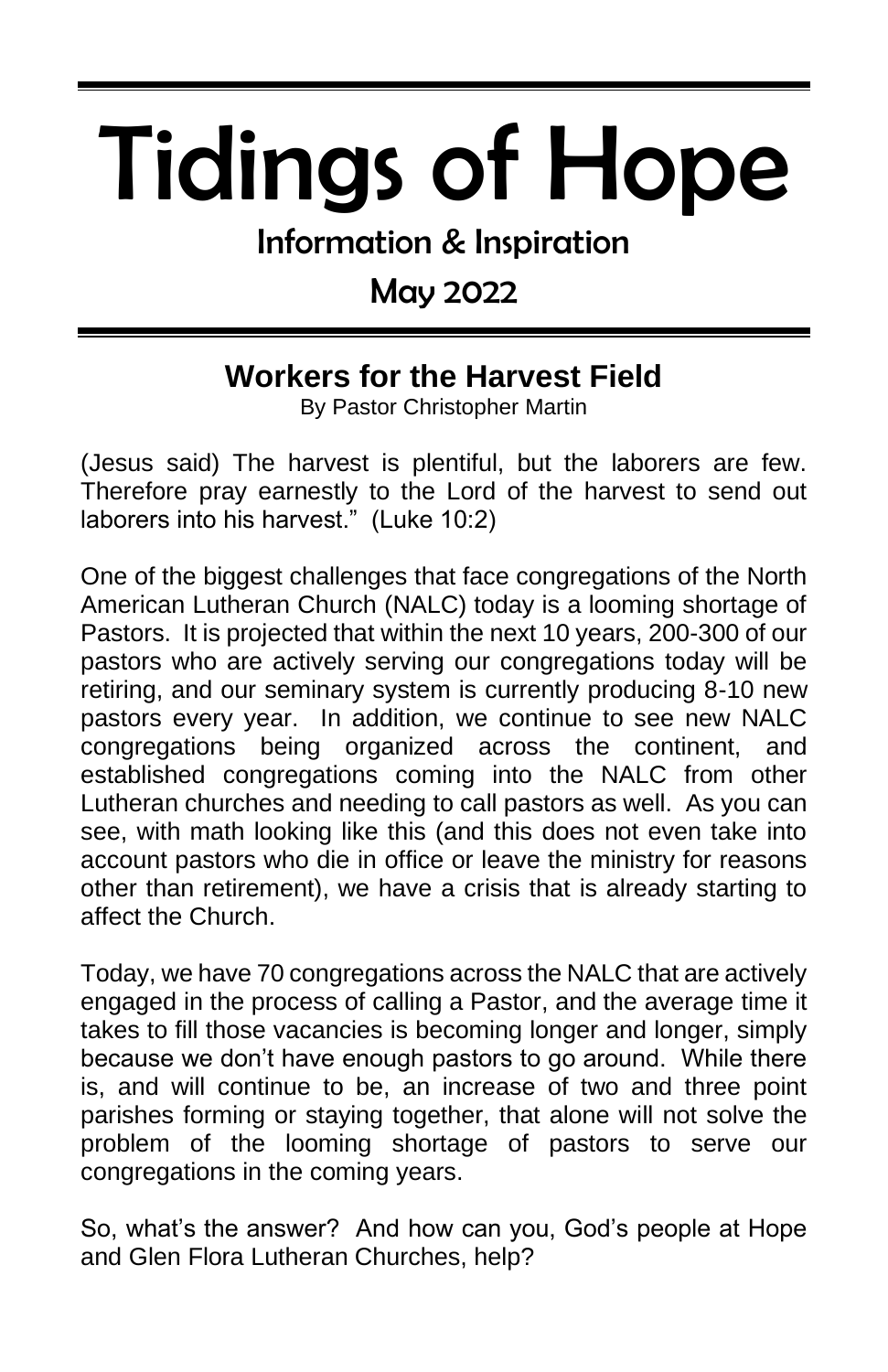# Tidings of Hope

Information & Inspiration

May 2022

## Workers for the Harvest Field

By Pastor Christopher Martin

(Jesus said) The harvest is plentiful, but the laborers are few. Therefore pray earnestly to the Lord of the harvest to send out laborers into his harvest." (Luke 10:2)

One of the biggest challenges that face congregations of the North American Lutheran Church (NALC) today is a looming shortage of Pastors. It is projected that within the next 10 years, 200-300 of our pastors who are actively serving our congregations today will be retiring, and our seminary system is currently producing 8-10 new pastors every year. In addition, we continue to see new NALC congregations being organized across the continent, and established congregations coming into the NALC from other Lutheran churches and needing to call pastors as well. As you can see, with math looking like this (and this does not even take into account pastors who die in office or leave the ministry for reasons other than retirement), we have a crisis that is already starting to affect the Church.

Today, we have 70 congregations across the NALC that are actively engaged in the process of calling a Pastor, and the average time it takes to fill those vacancies is becoming longer and longer, simply because we don't have enough pastors to go around. While there is, and will continue to be, an increase of two and three point parishes forming or staying together, that alone will not solve the problem of the looming shortage of pastors to serve our congregations in the coming years.

So, what's the answer? And how can you, God's people at Hope and Glen Flora Lutheran Churches, help?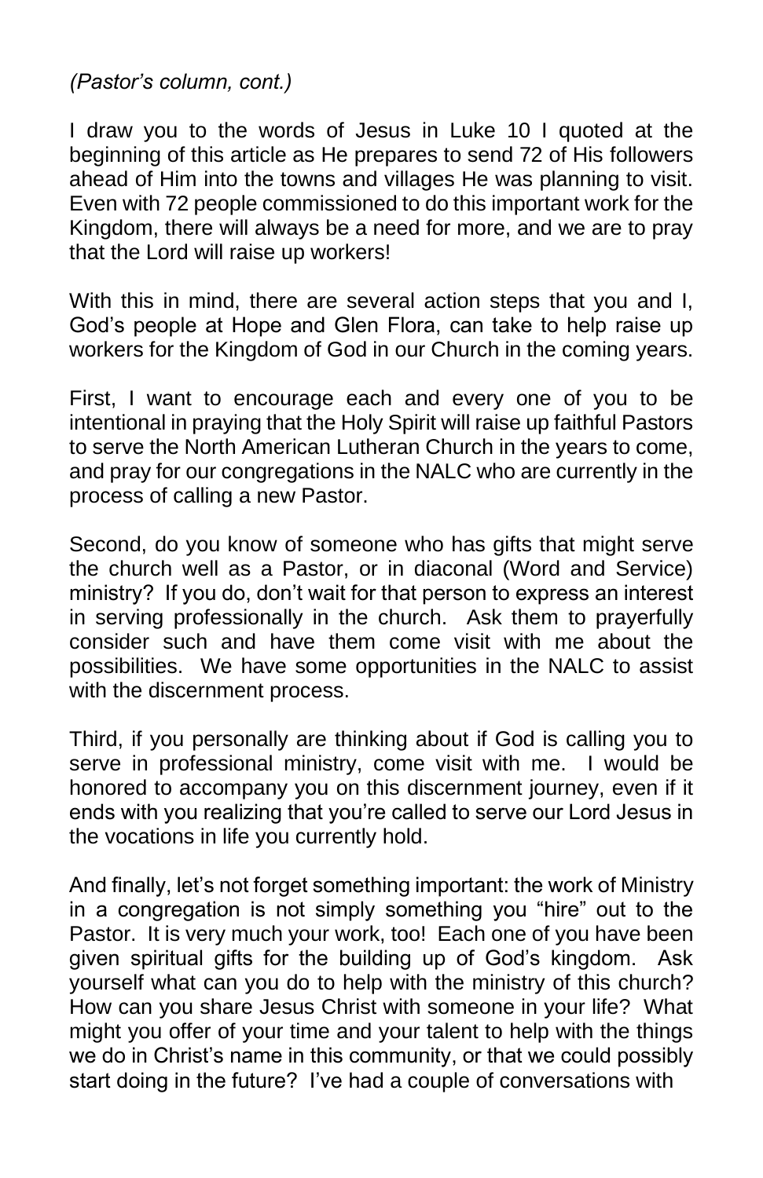*(Pastor's column, cont.)*

I draw you to the words of Jesus in Luke 10 I quoted at the beginning of this article as He prepares to send 72 of His followers ahead of Him into the towns and villages He was planning to visit. Even with 72 people commissioned to do this important work for the Kingdom, there will always be a need for more, and we are to pray that the Lord will raise up workers!

With this in mind, there are several action steps that you and I, God's people at Hope and Glen Flora, can take to help raise up workers for the Kingdom of God in our Church in the coming years.

First, I want to encourage each and every one of you to be intentional in praying that the Holy Spirit will raise up faithful Pastors to serve the North American Lutheran Church in the years to come, and pray for our congregations in the NALC who are currently in the process of calling a new Pastor.

Second, do you know of someone who has gifts that might serve the church well as a Pastor, or in diaconal (Word and Service) ministry? If you do, don't wait for that person to express an interest in serving professionally in the church. Ask them to prayerfully consider such and have them come visit with me about the possibilities. We have some opportunities in the NALC to assist with the discernment process.

Third, if you personally are thinking about if God is calling you to serve in professional ministry, come visit with me. I would be honored to accompany you on this discernment journey, even if it ends with you realizing that you're called to serve our Lord Jesus in the vocations in life you currently hold.

And finally, let's not forget something important: the work of Ministry in a congregation is not simply something you "hire" out to the Pastor. It is very much your work, too! Each one of you have been given spiritual gifts for the building up of God's kingdom. Ask yourself what can you do to help with the ministry of this church? How can you share Jesus Christ with someone in your life? What might you offer of your time and your talent to help with the things we do in Christ's name in this community, or that we could possibly start doing in the future? I've had a couple of conversations with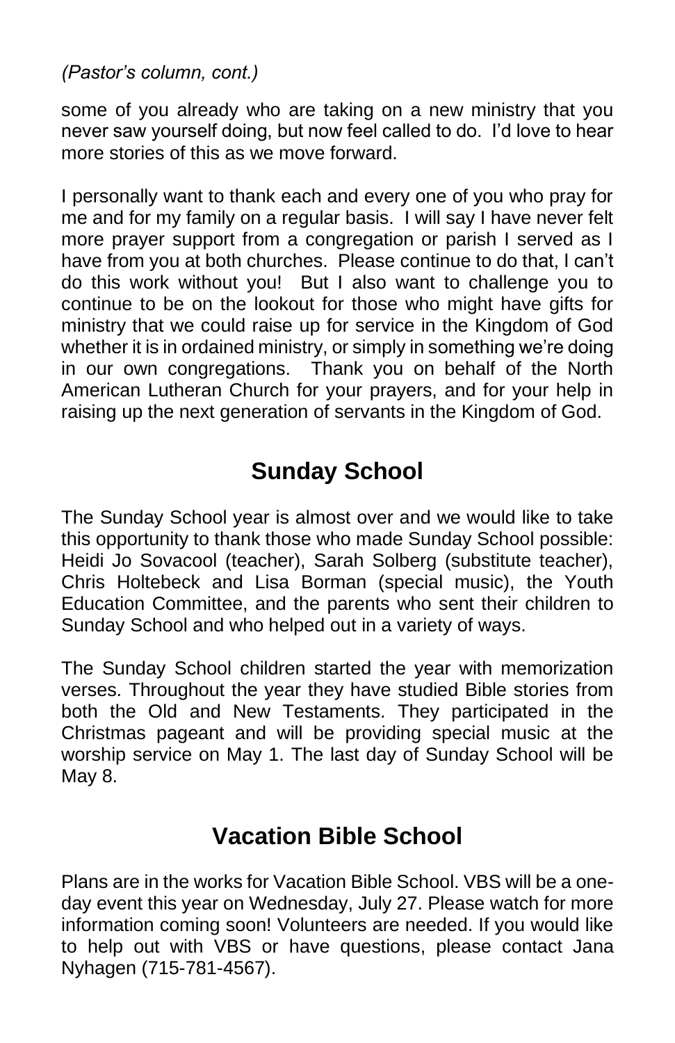*(Pastor's column, cont.)*

some of you already who are taking on a new ministry that you never saw yourself doing, but now feel called to do. I'd love to hear more stories of this as we move forward.

I personally want to thank each and every one of you who pray for me and for my family on a regular basis. I will say I have never felt more prayer support from a congregation or parish I served as I have from you at both churches. Please continue to do that, I can't do this work without you! But I also want to challenge you to continue to be on the lookout for those who might have gifts for ministry that we could raise up for service in the Kingdom of God whether it is in ordained ministry, or simply in something we're doing in our own congregations. Thank you on behalf of the North American Lutheran Church for your prayers, and for your help in raising up the next generation of servants in the Kingdom of God.

## Sunday School

The Sunday School year is almost over and we would like to take this opportunity to thank those who made Sunday School possible: Heidi Jo Sovacool (teacher), Sarah Solberg (substitute teacher), Chris Holtebeck and Lisa Borman (special music), the Youth Education Committee, and the parents who sent their children to Sunday School and who helped out in a variety of ways.

The Sunday School children started the year with memorization verses. Throughout the year they have studied Bible stories from both the Old and New Testaments. They participated in the Christmas pageant and will be providing special music at the worship service on May 1. The last day of Sunday School will be May 8.

## Vacation Bible School

Plans are in the works for Vacation Bible School. VBS will be a one-day event this year on Wednesday, July 27. Please watch for more information coming soon! Volunteers are needed. If you would like to help out with VBS or have questions, please contact Jana Nyhagen (715-781-4567).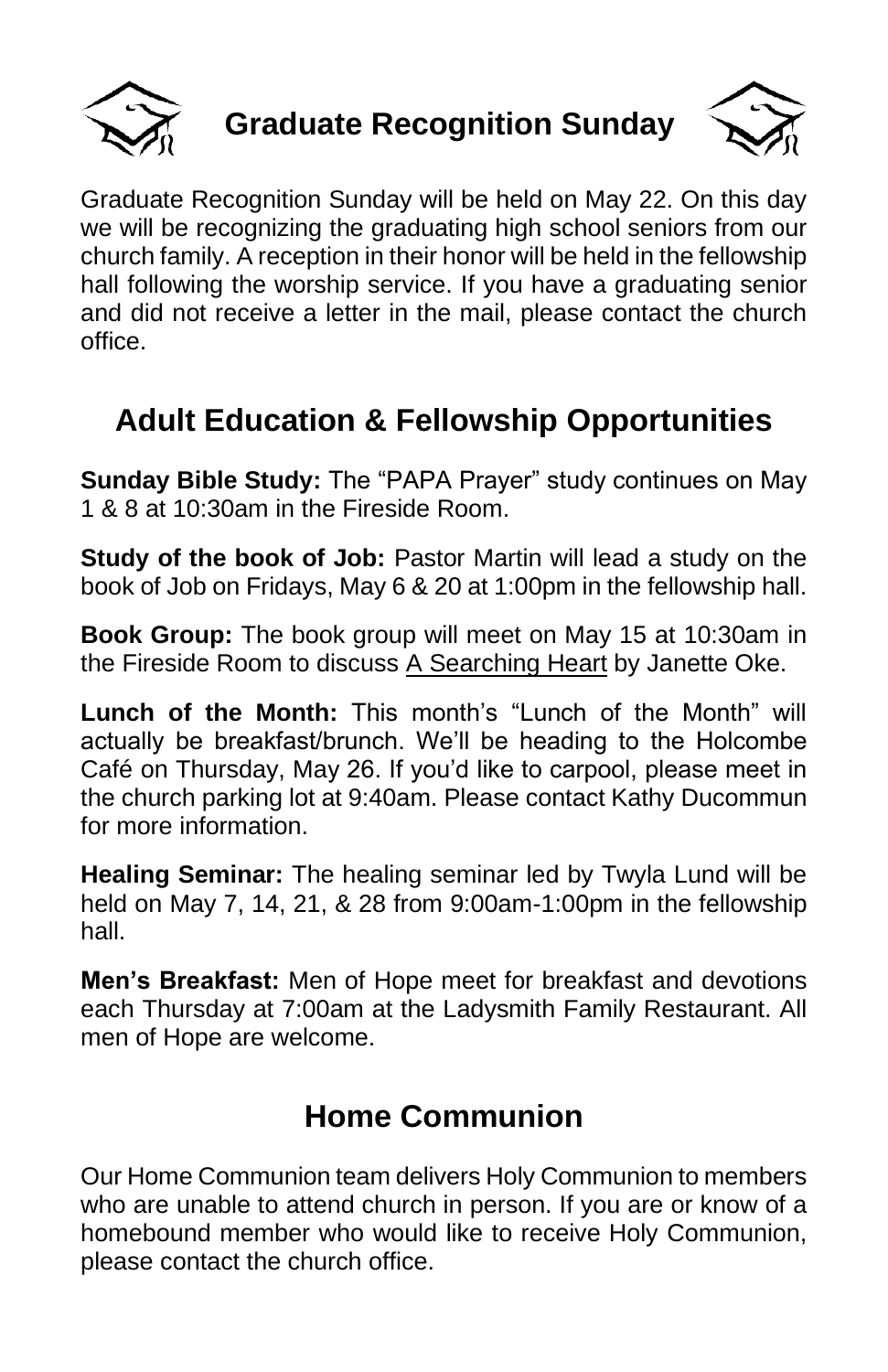## Graduate Recognition Sunday

Graduate Recognition Sunday will be held on May 22. On this day we will be recognizing the graduating high school seniors from our church family. A reception in their honor will be held in the fellowship hall following the worship service. If you have a graduating senior and did not receive a letter in the mail, please contact the church office.

## Adult Education & Fellowship Opportunities

**Sunday Bible Study:** The "PAPA Prayer" study continues on May 1 & 8 at 10:30am in the Fireside Room.

**Study of the book of Job:** Pastor Martin will lead a study on the book of Job on Fridays, May 6 & 20 at 1:00pm in the fellowship hall.

**Book Group:** The book group will meet on May 15 at 10:30am in the Fireside Room to discuss <u>A Searching Heart</u> by Janette Oke.

**Lunch of the Month:** This month's "Lunch of the Month" will actually be breakfast/brunch. We'll be heading to the Holcombe Café on Thursday, May 26. If you'd like to carpool, please meet in the church parking lot at 9:40am. Please contact Kathy Ducommun for more information.

**Healing Seminar:** The healing seminar led by Twyla Lund will be held on May 7, 14, 21, & 28 from 9:00am-1:00pm in the fellowship hall.

**Men's Breakfast:** Men of Hope meet for breakfast and devotions each Thursday at 7:00am at the Ladysmith Family Restaurant. All men of Hope are welcome.

## Home Communion

Our Home Communion team delivers Holy Communion to members who are unable to attend church in person. If you are or know of a homebound member who would like to receive Holy Communion, please contact the church office.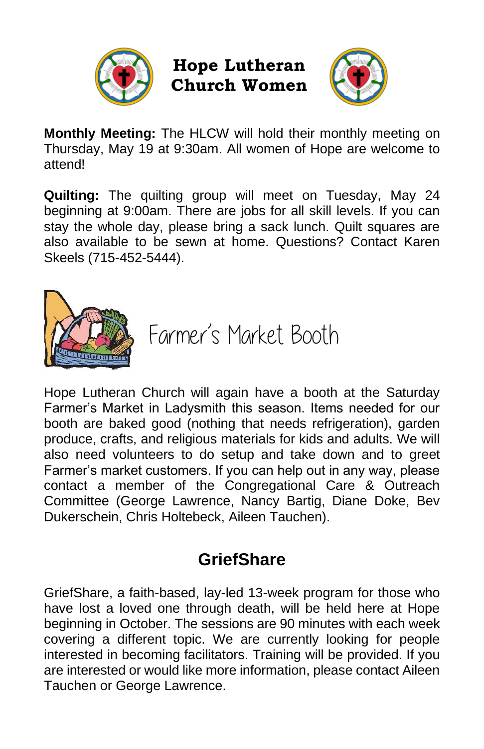# Hope Lutheran Church Women

**Monthly Meeting:** The HLCW will hold their monthly meeting on Thursday, May 19 at 9:30am. All women of Hope are welcome to attend!

**Quilting:** The quilting group will meet on Tuesday, May 24 beginning at 9:00am. There are jobs for all skill levels. If you can stay the whole day, please bring a sack lunch. Quilt squares are also available to be sewn at home. Questions? Contact Karen Skeels (715-452-5444).

## Farmer's Market Booth

Hope Lutheran Church will again have a booth at the Saturday Farmer's Market in Ladysmith this season. Items needed for our booth are baked good (nothing that needs refrigeration), garden produce, crafts, and religious materials for kids and adults. We will also need volunteers to do setup and take down and to greet Farmer's market customers. If you can help out in any way, please contact a member of the Congregational Care & Outreach Committee (George Lawrence, Nancy Bartig, Diane Doke, Bev Dukerschein, Chris Holtebeck, Aileen Tauchen).

## GriefShare

GriefShare, a faith-based, lay-led 13-week program for those who have lost a loved one through death, will be held here at Hope beginning in October. The sessions are 90 minutes with each week covering a different topic. We are currently looking for people interested in becoming facilitators. Training will be provided. If you are interested or would like more information, please contact Aileen Tauchen or George Lawrence.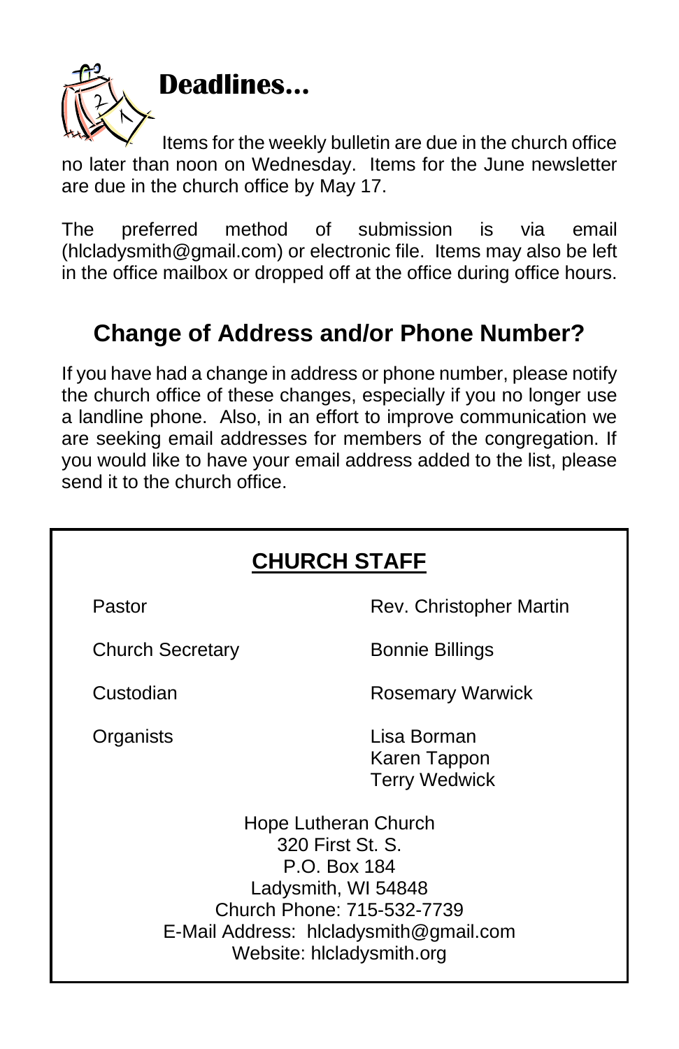## Deadlines...

Items for the weekly bulletin are due in the church office no later than noon on Wednesday. Items for the June newsletter are due in the church office by May 17.

The preferred method of submission is via email (hlcladysmith@gmail.com) or electronic file. Items may also be left in the office mailbox or dropped off at the office during office hours.

## Change of Address and/or Phone Number?

If you have had a change in address or phone number, please notify the church office of these changes, especially if you no longer use a landline phone. Also, in an effort to improve communication we are seeking email addresses for members of the congregation. If you would like to have your email address added to the list, please send it to the church office.

## CHURCH STAFF

| | |
|---|---|
| Pastor | Rev. Christopher Martin |
| Church Secretary | Bonnie Billings |
| Custodian | Rosemary Warwick |
| Organists | Lisa Borman<br>Karen Tappon<br>Terry Wedwick |

Hope Lutheran Church
320 First St. S.
P.O. Box 184
Ladysmith, WI 54848
Church Phone: 715-532-7739
E-Mail Address: hlcladysmith@gmail.com
Website: hlcladysmith.org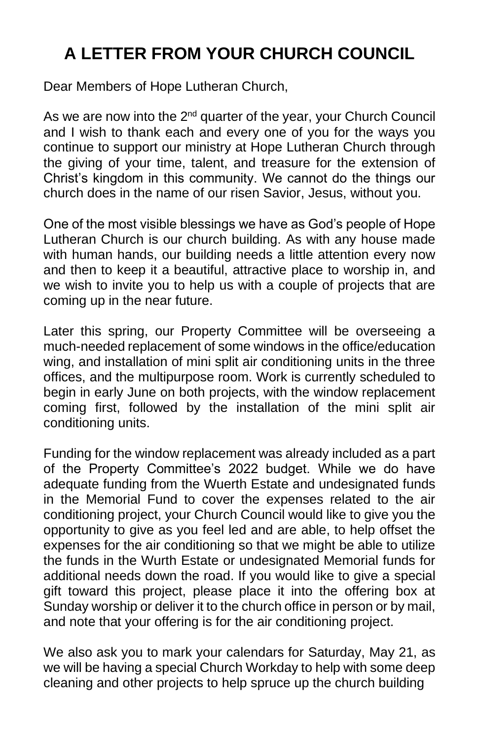# A LETTER FROM YOUR CHURCH COUNCIL

Dear Members of Hope Lutheran Church,

As we are now into the 2nd quarter of the year, your Church Council and I wish to thank each and every one of you for the ways you continue to support our ministry at Hope Lutheran Church through the giving of your time, talent, and treasure for the extension of Christ's kingdom in this community. We cannot do the things our church does in the name of our risen Savior, Jesus, without you.

One of the most visible blessings we have as God's people of Hope Lutheran Church is our church building. As with any house made with human hands, our building needs a little attention every now and then to keep it a beautiful, attractive place to worship in, and we wish to invite you to help us with a couple of projects that are coming up in the near future.

Later this spring, our Property Committee will be overseeing a much-needed replacement of some windows in the office/education wing, and installation of mini split air conditioning units in the three offices, and the multipurpose room. Work is currently scheduled to begin in early June on both projects, with the window replacement coming first, followed by the installation of the mini split air conditioning units.

Funding for the window replacement was already included as a part of the Property Committee's 2022 budget. While we do have adequate funding from the Wuerth Estate and undesignated funds in the Memorial Fund to cover the expenses related to the air conditioning project, your Church Council would like to give you the opportunity to give as you feel led and are able, to help offset the expenses for the air conditioning so that we might be able to utilize the funds in the Wurth Estate or undesignated Memorial funds for additional needs down the road. If you would like to give a special gift toward this project, please place it into the offering box at Sunday worship or deliver it to the church office in person or by mail, and note that your offering is for the air conditioning project.

We also ask you to mark your calendars for Saturday, May 21, as we will be having a special Church Workday to help with some deep cleaning and other projects to help spruce up the church building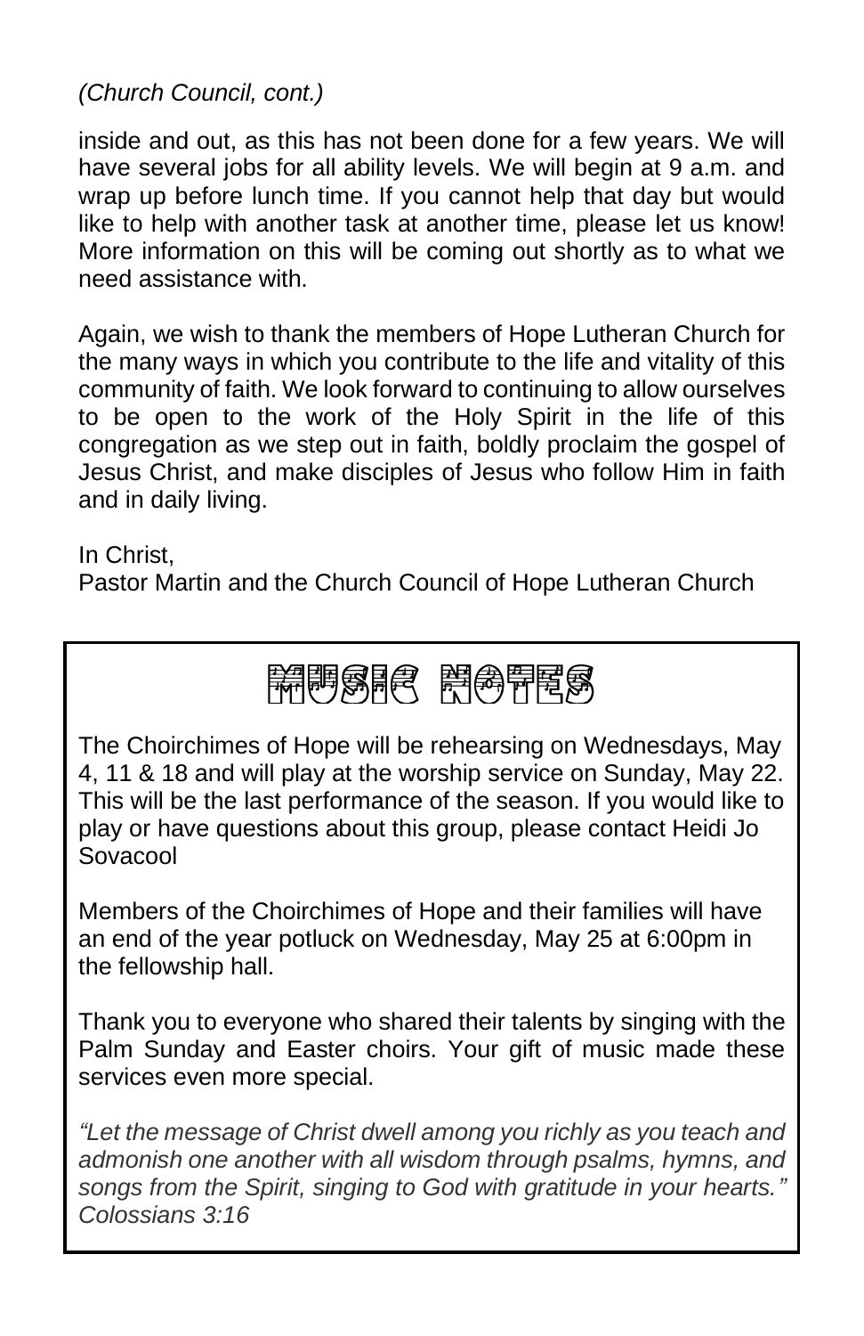*(Church Council, cont.)*

inside and out, as this has not been done for a few years. We will have several jobs for all ability levels. We will begin at 9 a.m. and wrap up before lunch time. If you cannot help that day but would like to help with another task at another time, please let us know! More information on this will be coming out shortly as to what we need assistance with.

Again, we wish to thank the members of Hope Lutheran Church for the many ways in which you contribute to the life and vitality of this community of faith. We look forward to continuing to allow ourselves to be open to the work of the Holy Spirit in the life of this congregation as we step out in faith, boldly proclaim the gospel of Jesus Christ, and make disciples of Jesus who follow Him in faith and in daily living.

In Christ,
Pastor Martin and the Church Council of Hope Lutheran Church

## MUSIC NOTES

The Choirchimes of Hope will be rehearsing on Wednesdays, May 4, 11 & 18 and will play at the worship service on Sunday, May 22. This will be the last performance of the season. If you would like to play or have questions about this group, please contact Heidi Jo Sovacool

Members of the Choirchimes of Hope and their families will have an end of the year potluck on Wednesday, May 25 at 6:00pm in the fellowship hall.

Thank you to everyone who shared their talents by singing with the Palm Sunday and Easter choirs. Your gift of music made these services even more special.

*"Let the message of Christ dwell among you richly as you teach and admonish one another with all wisdom through psalms, hymns, and songs from the Spirit, singing to God with gratitude in your hearts." Colossians 3:16*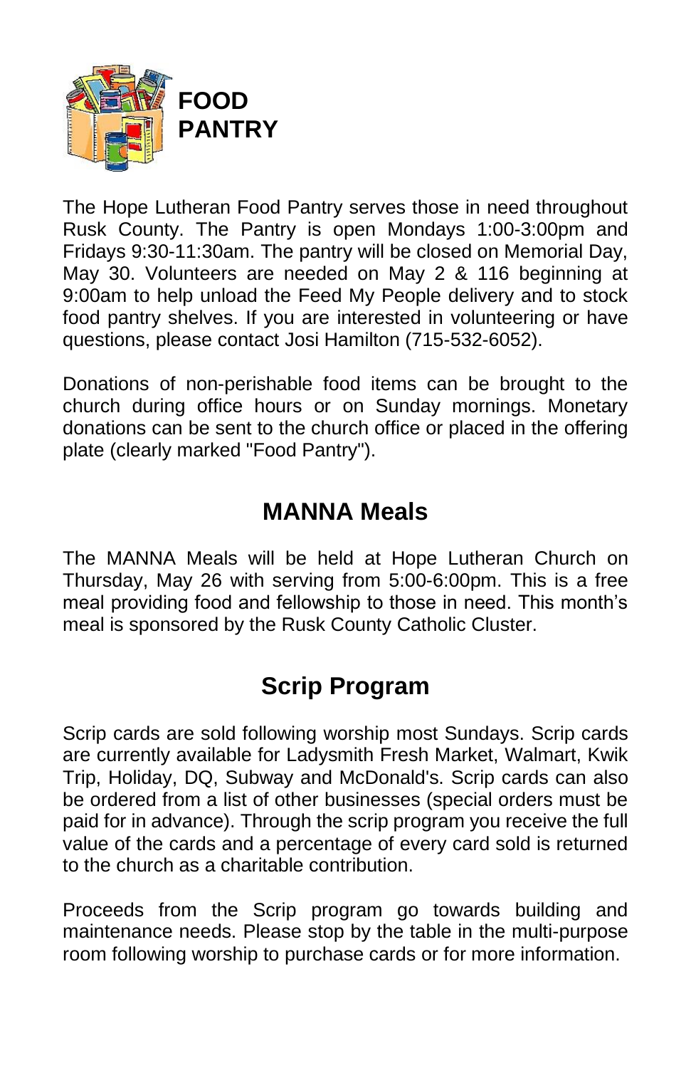# FOOD PANTRY

The Hope Lutheran Food Pantry serves those in need throughout Rusk County. The Pantry is open Mondays 1:00-3:00pm and Fridays 9:30-11:30am. The pantry will be closed on Memorial Day, May 30. Volunteers are needed on May 2 & 116 beginning at 9:00am to help unload the Feed My People delivery and to stock food pantry shelves. If you are interested in volunteering or have questions, please contact Josi Hamilton (715-532-6052).

Donations of non-perishable food items can be brought to the church during office hours or on Sunday mornings. Monetary donations can be sent to the church office or placed in the offering plate (clearly marked "Food Pantry").

## MANNA Meals

The MANNA Meals will be held at Hope Lutheran Church on Thursday, May 26 with serving from 5:00-6:00pm. This is a free meal providing food and fellowship to those in need. This month's meal is sponsored by the Rusk County Catholic Cluster.

## Scrip Program

Scrip cards are sold following worship most Sundays. Scrip cards are currently available for Ladysmith Fresh Market, Walmart, Kwik Trip, Holiday, DQ, Subway and McDonald's. Scrip cards can also be ordered from a list of other businesses (special orders must be paid for in advance). Through the scrip program you receive the full value of the cards and a percentage of every card sold is returned to the church as a charitable contribution.

Proceeds from the Scrip program go towards building and maintenance needs. Please stop by the table in the multi-purpose room following worship to purchase cards or for more information.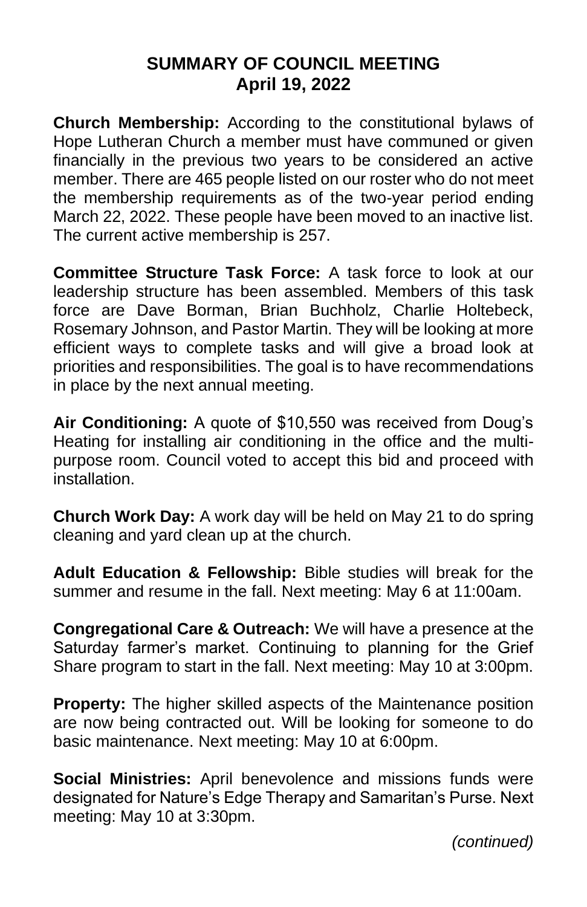## SUMMARY OF COUNCIL MEETING
## April 19, 2022

**Church Membership:** According to the constitutional bylaws of Hope Lutheran Church a member must have communed or given financially in the previous two years to be considered an active member. There are 465 people listed on our roster who do not meet the membership requirements as of the two-year period ending March 22, 2022. These people have been moved to an inactive list. The current active membership is 257.

**Committee Structure Task Force:** A task force to look at our leadership structure has been assembled. Members of this task force are Dave Borman, Brian Buchholz, Charlie Holtebeck, Rosemary Johnson, and Pastor Martin. They will be looking at more efficient ways to complete tasks and will give a broad look at priorities and responsibilities. The goal is to have recommendations in place by the next annual meeting.

**Air Conditioning:** A quote of $10,550 was received from Doug's Heating for installing air conditioning in the office and the multi-purpose room. Council voted to accept this bid and proceed with installation.

**Church Work Day:** A work day will be held on May 21 to do spring cleaning and yard clean up at the church.

**Adult Education & Fellowship:** Bible studies will break for the summer and resume in the fall. Next meeting: May 6 at 11:00am.

**Congregational Care & Outreach:** We will have a presence at the Saturday farmer's market. Continuing to planning for the Grief Share program to start in the fall. Next meeting: May 10 at 3:00pm.

**Property:** The higher skilled aspects of the Maintenance position are now being contracted out. Will be looking for someone to do basic maintenance. Next meeting: May 10 at 6:00pm.

**Social Ministries:** April benevolence and missions funds were designated for Nature's Edge Therapy and Samaritan's Purse. Next meeting: May 10 at 3:30pm.

*(continued)*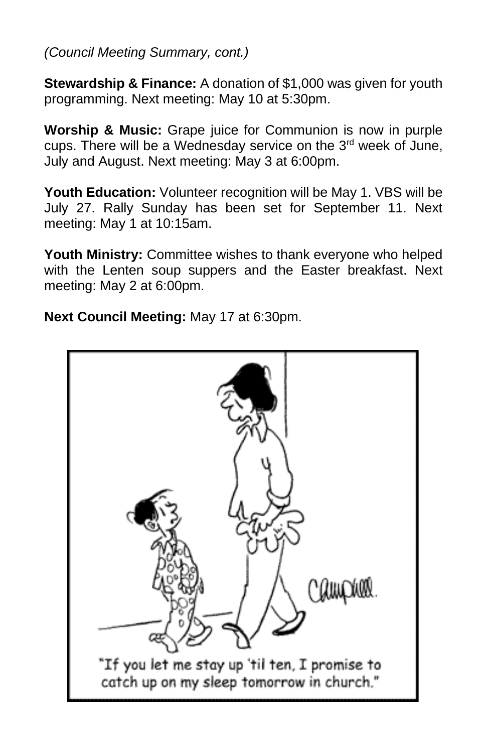*(Council Meeting Summary, cont.)*

**Stewardship & Finance:** A donation of $1,000 was given for youth programming. Next meeting: May 10 at 5:30pm.

**Worship & Music:** Grape juice for Communion is now in purple cups. There will be a Wednesday service on the 3rd week of June, July and August. Next meeting: May 3 at 6:00pm.

**Youth Education:** Volunteer recognition will be May 1. VBS will be July 27. Rally Sunday has been set for September 11. Next meeting: May 1 at 10:15am.

**Youth Ministry:** Committee wishes to thank everyone who helped with the Lenten soup suppers and the Easter breakfast. Next meeting: May 2 at 6:00pm.

**Next Council Meeting:** May 17 at 6:30pm.

"If you let me stay up 'til ten, I promise to catch up on my sleep tomorrow in church."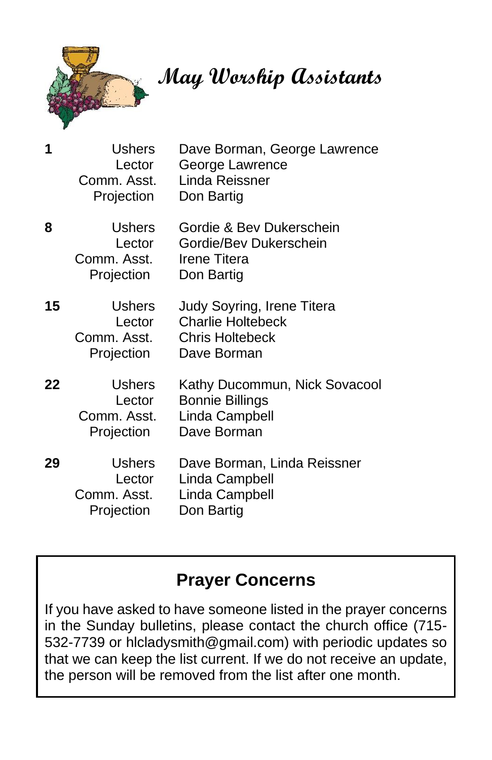# May Worship Assistants

| Date | Role | Name(s) |
|---|---|---|
| **1** | Ushers | Dave Borman, George Lawrence |
| | Lector | George Lawrence |
| | Comm. Asst. | Linda Reissner |
| | Projection | Don Bartig |
| **8** | Ushers | Gordie & Bev Dukerschein |
| | Lector | Gordie/Bev Dukerschein |
| | Comm. Asst. | Irene Titera |
| | Projection | Don Bartig |
| **15** | Ushers | Judy Soyring, Irene Titera |
| | Lector | Charlie Holtebeck |
| | Comm. Asst. | Chris Holtebeck |
| | Projection | Dave Borman |
| **22** | Ushers | Kathy Ducommun, Nick Sovacool |
| | Lector | Bonnie Billings |
| | Comm. Asst. | Linda Campbell |
| | Projection | Dave Borman |
| **29** | Ushers | Dave Borman, Linda Reissner |
| | Lector | Linda Campbell |
| | Comm. Asst. | Linda Campbell |
| | Projection | Don Bartig |

## Prayer Concerns

If you have asked to have someone listed in the prayer concerns in the Sunday bulletins, please contact the church office (715-532-7739 or hlcladysmith@gmail.com) with periodic updates so that we can keep the list current. If we do not receive an update, the person will be removed from the list after one month.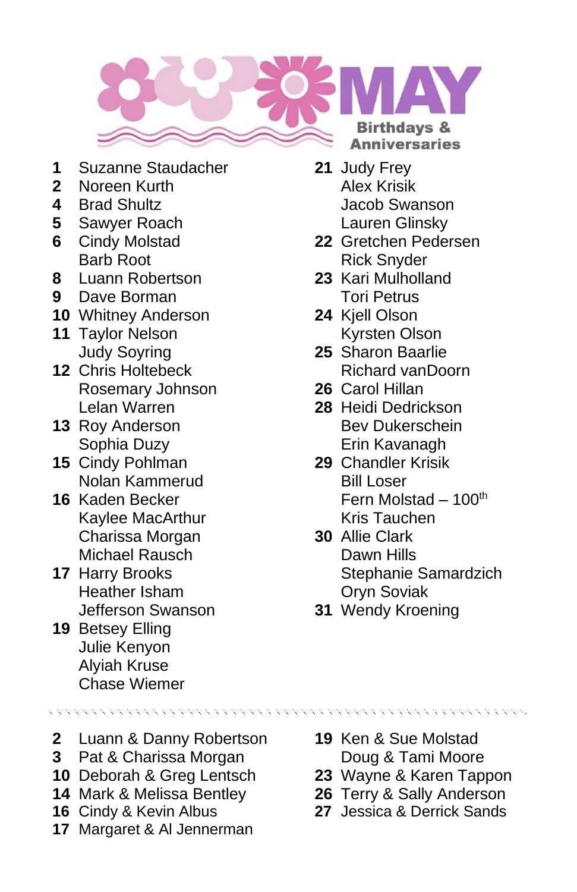# MAY

## Birthdays & Anniversaries

**1** Suzanne Staudacher
**2** Noreen Kurth
**4** Brad Shultz
**5** Sawyer Roach
**6** Cindy Molstad
Barb Root
**8** Luann Robertson
**9** Dave Borman
**10** Whitney Anderson
**11** Taylor Nelson
Judy Soyring
**12** Chris Holtebeck
Rosemary Johnson
Lelan Warren
**13** Roy Anderson
Sophia Duzy
**15** Cindy Pohlman
Nolan Kammerud
**16** Kaden Becker
Kaylee MacArthur
Charissa Morgan
Michael Rausch
**17** Harry Brooks
Heather Isham
Jefferson Swanson
**19** Betsey Elling
Julie Kenyon
Alyiah Kruse
Chase Wiemer
**21** Judy Frey
Alex Krisik
Jacob Swanson
Lauren Glinsky
**22** Gretchen Pedersen
Rick Snyder
**23** Kari Mulholland
Tori Petrus
**24** Kjell Olson
Kyrsten Olson
**25** Sharon Baarlie
Richard vanDoorn
**26** Carol Hillan
**28** Heidi Dedrickson
Bev Dukerschein
Erin Kavanagh
**29** Chandler Krisik
Bill Loser
Fern Molstad – 100th
Kris Tauchen
**30** Allie Clark
Dawn Hills
Stephanie Samardzich
Oryn Soviak
**31** Wendy Kroening

---

**2** Luann & Danny Robertson
**3** Pat & Charissa Morgan
**10** Deborah & Greg Lentsch
**14** Mark & Melissa Bentley
**16** Cindy & Kevin Albus
**17** Margaret & Al Jennerman
**19** Ken & Sue Molstad
Doug & Tami Moore
**23** Wayne & Karen Tappon
**26** Terry & Sally Anderson
**27** Jessica & Derrick Sands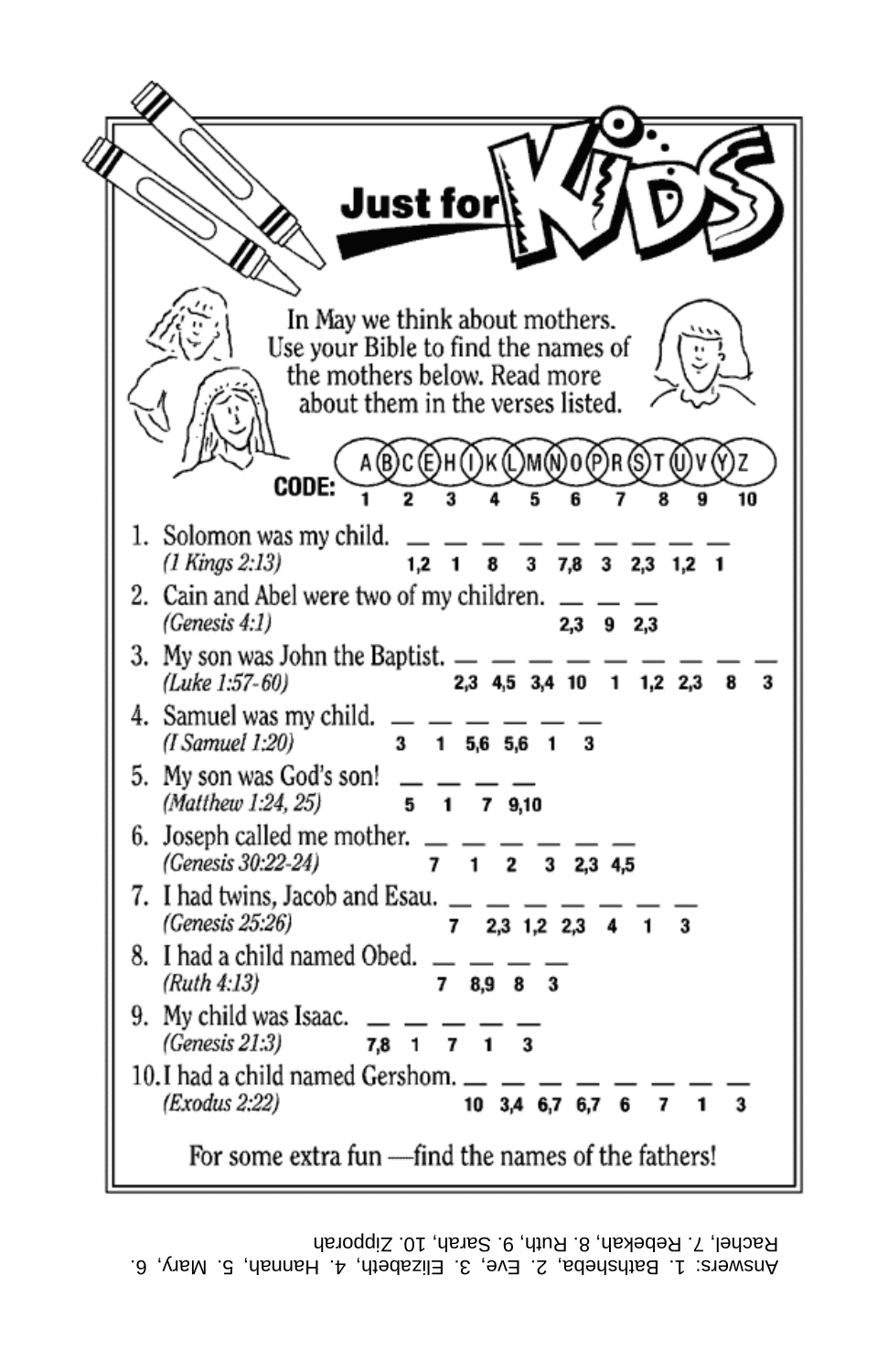# Just for KIDS

In May we think about mothers. Use your Bible to find the names of the mothers below. Read more about them in the verses listed.

**CODE:**

| AB | CE | HI | KL | MN | OP | RS | TU | VY | Z |
|---|---|---|---|---|---|---|---|---|---|
| 1 | 2 | 3 | 4 | 5 | 6 | 7 | 8 | 9 | 10 |

1. Solomon was my child. _ _ _ _ _ _ _ _ _ _
   *(1 Kings 2:13)* 1,2 1 8 3 7,8 3 2,3 1,2 1
2. Cain and Abel were two of my children. _ _ _
   *(Genesis 4:1)* 2,3 9 2,3
3. My son was John the Baptist. _ _ _ _ _ _ _ _ _
   *(Luke 1:57-60)* 2,3 4,5 3,4 10 1 1,2 2,3 8 3
4. Samuel was my child. _ _ _ _ _ _
   *(I Samuel 1:20)* 3 1 5,6 5,6 1 3
5. My son was God's son! _ _ _ _
   *(Matthew 1:24, 25)* 5 1 7 9,10
6. Joseph called me mother. _ _ _ _ _ _
   *(Genesis 30:22-24)* 7 1 2 3 2,3 4,5
7. I had twins, Jacob and Esau. _ _ _ _ _ _ _
   *(Genesis 25:26)* 7 2,3 1,2 2,3 4 1 3
8. I had a child named Obed. _ _ _ _
   *(Ruth 4:13)* 7 8,9 8 3
9. My child was Isaac. _ _ _ _ _
   *(Genesis 21:3)* 7,8 1 7 1 3
10. I had a child named Gershom. _ _ _ _ _ _ _ _
    *(Exodus 2:22)* 10 3,4 6,7 6,7 6 7 1 3

For some extra fun —find the names of the fathers!

Answers: 1. Bathsheba, 2. Eve, 3. Elizabeth, 4. Hannah, 5. Mary, 6. Rachel, 7. Rebekah, 8. Ruth, 9. Sarah, 10. Zipporah